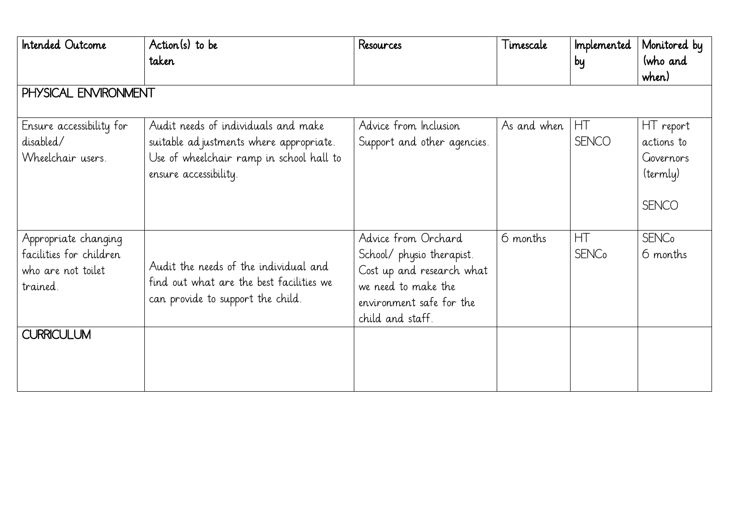| Intended Outcome | Action(s) to be taken | Resources | Timescale | Implemented by | Monitored by (who and when) |
| --- | --- | --- | --- | --- | --- |
| PHYSICAL ENVIRONMENT | | | | | |
| Ensure accessibility for disabled/ Wheelchair users. | Audit needs of individuals and make suitable adjustments where appropriate. Use of wheelchair ramp in school hall to ensure accessibility. | Advice from Inclusion Support and other agencies. | As and when | HT SENCO | HT report actions to Governors (termly) SENCO |
| Appropriate changing facilities for children who are not toilet trained. | Audit the needs of the individual and find out what are the best facilities we can provide to support the child. | Advice from Orchard School/ physio therapist. Cost up and research what we need to make the environment safe for the child and staff. | 6 months | HT SENCo | SENCo 6 months |
| CURRICULUM | | | | | |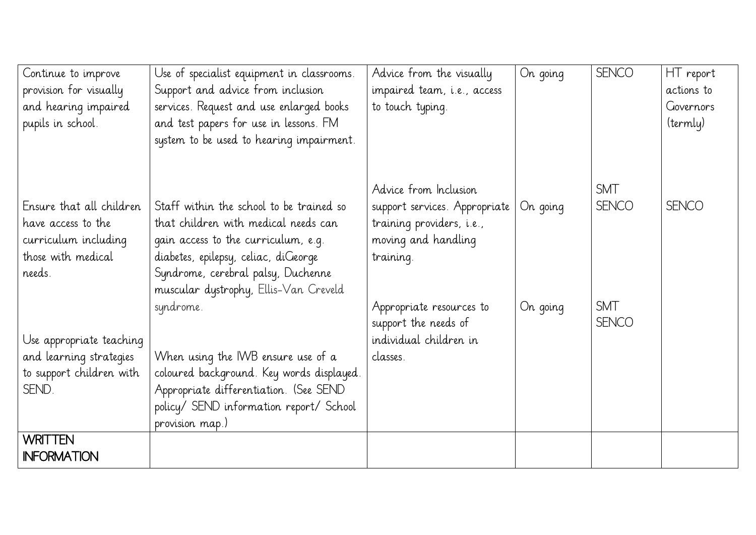| | | | | | |
|---|---|---|---|---|---|
| Continue to improve provision for visually and hearing impaired pupils in school. | Use of specialist equipment in classrooms. Support and advice from inclusion services. Request and use enlarged books and test papers for use in lessons. FM system to be used to hearing impairment. | Advice from the visually impaired team, i.e., access to touch typing. | On going | SENCO | HT report actions to Governors (termly) |
| Ensure that all children have access to the curriculum including those with medical needs. | Staff within the school to be trained so that children with medical needs can gain access to the curriculum, e.g. diabetes, epilepsy, celiac, diGeorge Syndrome, cerebral palsy, Duchenne muscular dystrophy, Ellis-Van Creveld syndrome. | Advice from Inclusion support services. Appropriate training providers, i.e., moving and handling training. | On going | SMT SENCO | SENCO |
| Use appropriate teaching and learning strategies to support children with SEND. | When using the IWB ensure use of a coloured background. Key words displayed. Appropriate differentiation. (See SEND policy/ SEND information report/ School provision map.) | Appropriate resources to support the needs of individual children in classes. | On going | SMT SENCO | |
| **WRITTEN INFORMATION** | | | | | |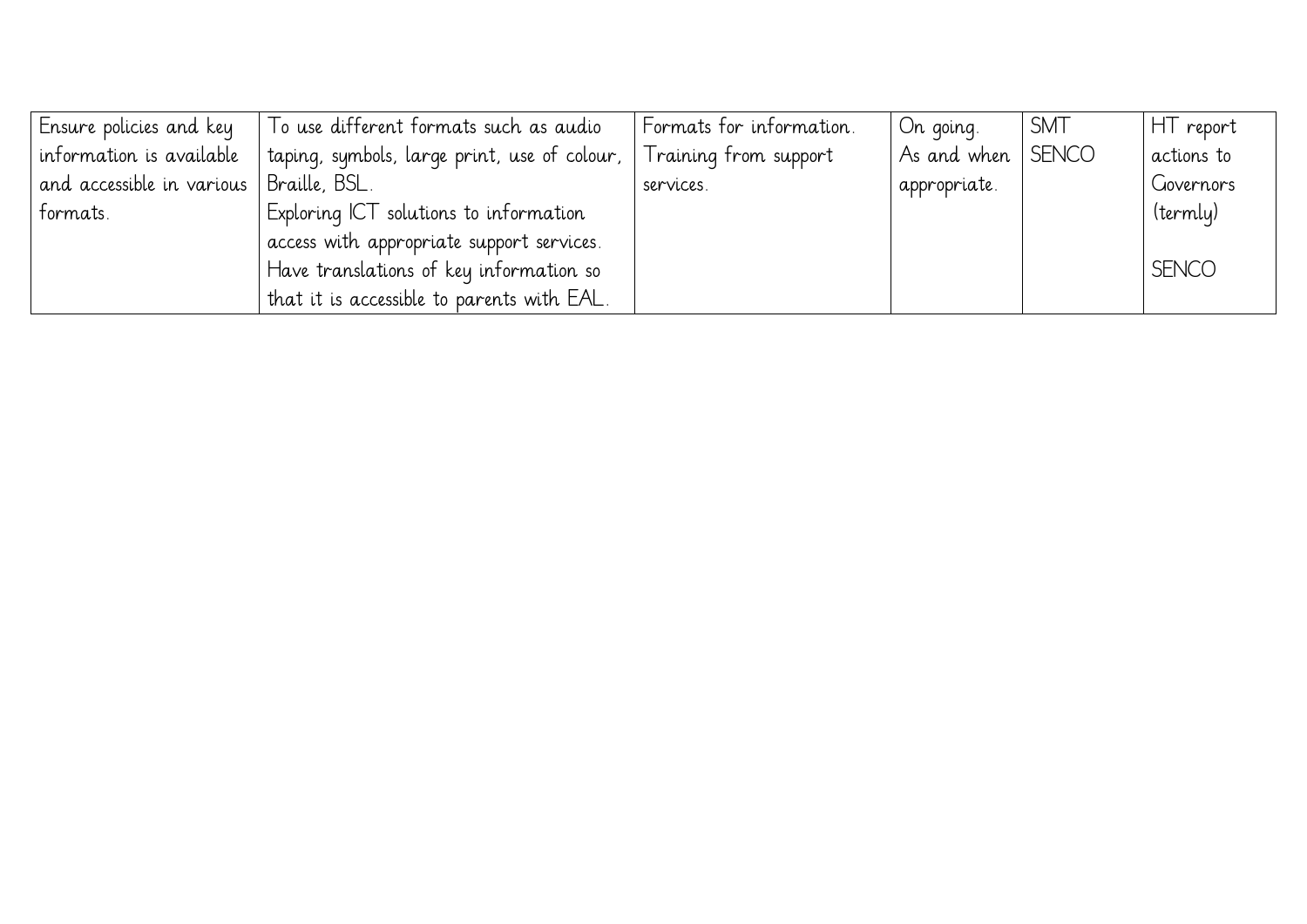| | | | | | |
|---|---|---|---|---|---|
| Ensure policies and key information is available and accessible in various formats. | To use different formats such as audio taping, symbols, large print, use of colour, Braille, BSL.<br>Exploring ICT solutions to information access with appropriate support services.<br>Have translations of key information so that it is accessible to parents with EAL. | Formats for information.<br>Training from support services. | On going.<br>As and when appropriate. | SMT<br>SENCO | HT report actions to Governors (termly)<br><br>SENCO |